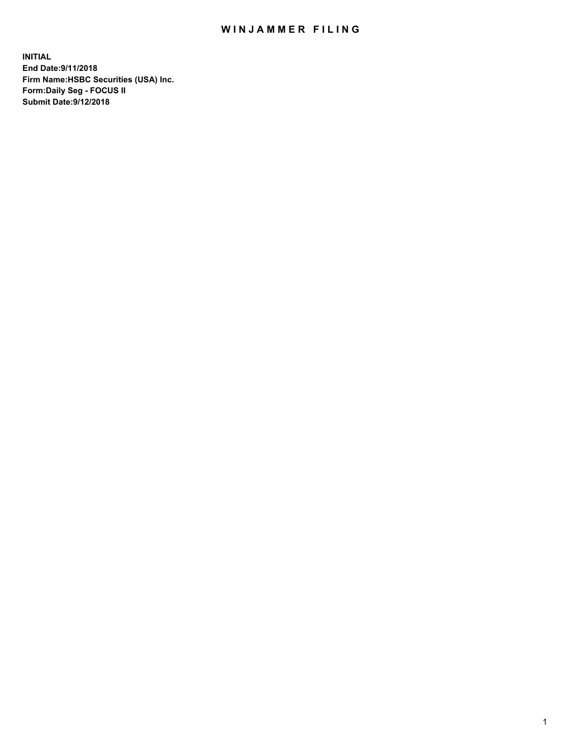# WINJAMMER FILING

**INITIAL**
**End Date:9/11/2018**
**Firm Name:HSBC Securities (USA) Inc.**
**Form:Daily Seg - FOCUS II**
**Submit Date:9/12/2018**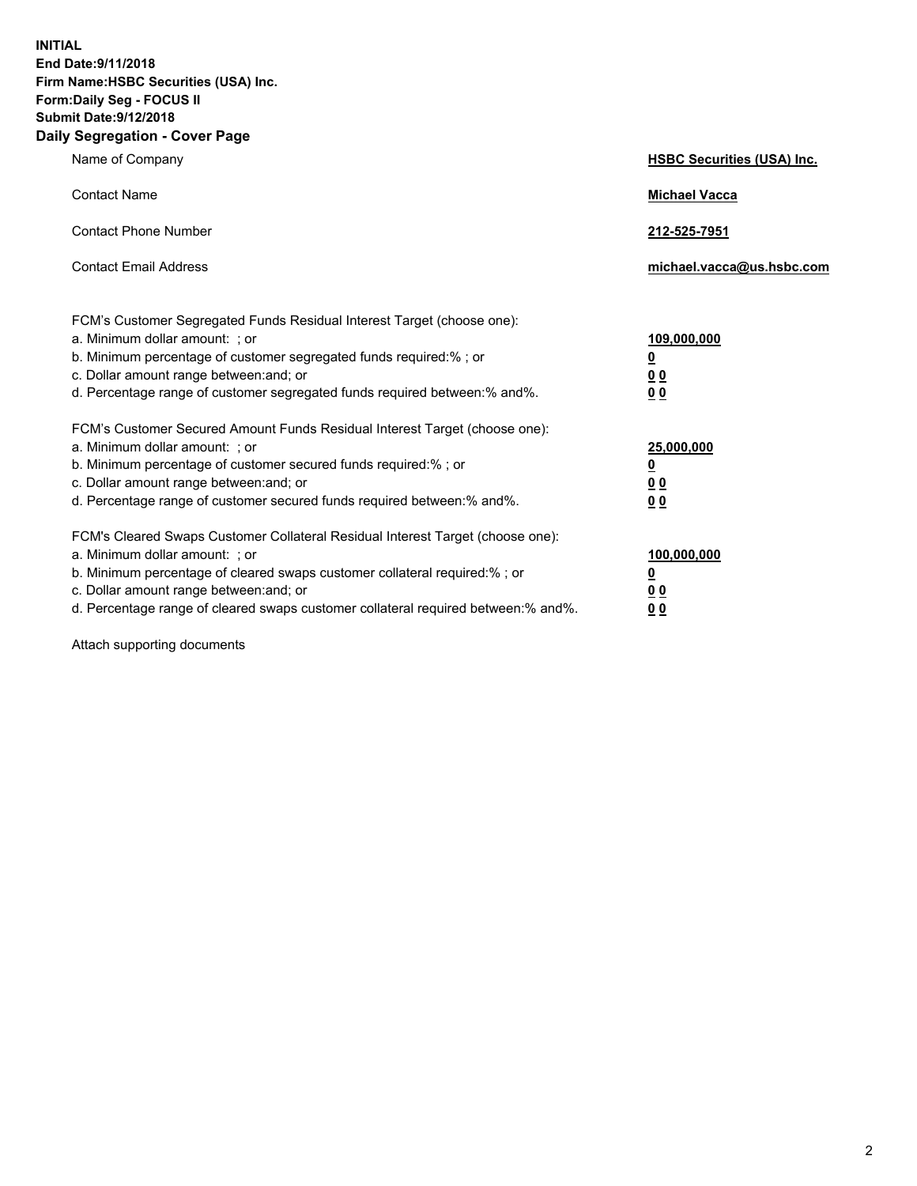**INITIAL**
**End Date:9/11/2018**
**Firm Name:HSBC Securities (USA) Inc.**
**Form:Daily Seg - FOCUS II**
**Submit Date:9/12/2018**

## Daily Segregation - Cover Page

| | |
|---|---|
| Name of Company | **HSBC Securities (USA) Inc.** |
| Contact Name | **Michael Vacca** |
| Contact Phone Number | **212-525-7951** |
| Contact Email Address | **michael.vacca@us.hsbc.com** |

FCM's Customer Segregated Funds Residual Interest Target (choose one):

| | |
|---|---|
| a. Minimum dollar amount: ; or | **109,000,000** |
| b. Minimum percentage of customer segregated funds required:% ; or | **0** |
| c. Dollar amount range between:and; or | **0 0** |
| d. Percentage range of customer segregated funds required between:% and%. | **0 0** |

FCM's Customer Secured Amount Funds Residual Interest Target (choose one):

| | |
|---|---|
| a. Minimum dollar amount: ; or | **25,000,000** |
| b. Minimum percentage of customer secured funds required:% ; or | **0** |
| c. Dollar amount range between:and; or | **0 0** |
| d. Percentage range of customer secured funds required between:% and%. | **0 0** |

FCM's Cleared Swaps Customer Collateral Residual Interest Target (choose one):

| | |
|---|---|
| a. Minimum dollar amount: ; or | **100,000,000** |
| b. Minimum percentage of cleared swaps customer collateral required:% ; or | **0** |
| c. Dollar amount range between:and; or | **0 0** |
| d. Percentage range of cleared swaps customer collateral required between:% and%. | **0 0** |

Attach supporting documents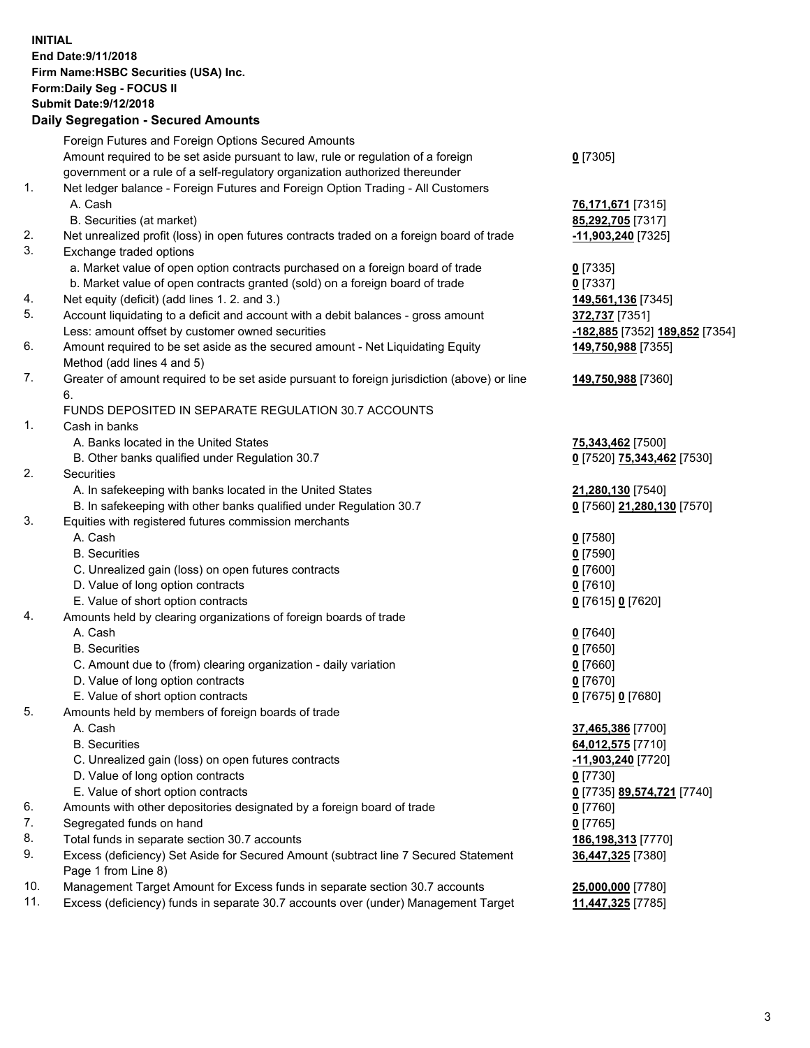**INITIAL**
**End Date:9/11/2018**
**Firm Name:HSBC Securities (USA) Inc.**
**Form:Daily Seg - FOCUS II**
**Submit Date:9/12/2018**

## Daily Segregation - Secured Amounts

| | | |
|---|---|---|
| | Foreign Futures and Foreign Options Secured Amounts | |
| | Amount required to be set aside pursuant to law, rule or regulation of a foreign government or a rule of a self-regulatory organization authorized thereunder | **0** [7305] |
| 1. | Net ledger balance - Foreign Futures and Foreign Option Trading - All Customers | |
| | A. Cash | **76,171,671** [7315] |
| | B. Securities (at market) | **85,292,705** [7317] |
| 2. | Net unrealized profit (loss) in open futures contracts traded on a foreign board of trade | **-11,903,240** [7325] |
| 3. | Exchange traded options | |
| | a. Market value of open option contracts purchased on a foreign board of trade | **0** [7335] |
| | b. Market value of open contracts granted (sold) on a foreign board of trade | **0** [7337] |
| 4. | Net equity (deficit) (add lines 1. 2. and 3.) | **149,561,136** [7345] |
| 5. | Account liquidating to a deficit and account with a debit balances - gross amount | **372,737** [7351] |
| | Less: amount offset by customer owned securities | **-182,885** [7352] **189,852** [7354] |
| 6. | Amount required to be set aside as the secured amount - Net Liquidating Equity Method (add lines 4 and 5) | **149,750,988** [7355] |
| 7. | Greater of amount required to be set aside pursuant to foreign jurisdiction (above) or line 6. | **149,750,988** [7360] |
| | FUNDS DEPOSITED IN SEPARATE REGULATION 30.7 ACCOUNTS | |
| 1. | Cash in banks | |
| | A. Banks located in the United States | **75,343,462** [7500] |
| | B. Other banks qualified under Regulation 30.7 | **0** [7520] **75,343,462** [7530] |
| 2. | Securities | |
| | A. In safekeeping with banks located in the United States | **21,280,130** [7540] |
| | B. In safekeeping with other banks qualified under Regulation 30.7 | **0** [7560] **21,280,130** [7570] |
| 3. | Equities with registered futures commission merchants | |
| | A. Cash | **0** [7580] |
| | B. Securities | **0** [7590] |
| | C. Unrealized gain (loss) on open futures contracts | **0** [7600] |
| | D. Value of long option contracts | **0** [7610] |
| | E. Value of short option contracts | **0** [7615] **0** [7620] |
| 4. | Amounts held by clearing organizations of foreign boards of trade | |
| | A. Cash | **0** [7640] |
| | B. Securities | **0** [7650] |
| | C. Amount due to (from) clearing organization - daily variation | **0** [7660] |
| | D. Value of long option contracts | **0** [7670] |
| | E. Value of short option contracts | **0** [7675] **0** [7680] |
| 5. | Amounts held by members of foreign boards of trade | |
| | A. Cash | **37,465,386** [7700] |
| | B. Securities | **64,012,575** [7710] |
| | C. Unrealized gain (loss) on open futures contracts | **-11,903,240** [7720] |
| | D. Value of long option contracts | **0** [7730] |
| | E. Value of short option contracts | **0** [7735] **89,574,721** [7740] |
| 6. | Amounts with other depositories designated by a foreign board of trade | **0** [7760] |
| 7. | Segregated funds on hand | **0** [7765] |
| 8. | Total funds in separate section 30.7 accounts | **186,198,313** [7770] |
| 9. | Excess (deficiency) Set Aside for Secured Amount (subtract line 7 Secured Statement Page 1 from Line 8) | **36,447,325** [7380] |
| 10. | Management Target Amount for Excess funds in separate section 30.7 accounts | **25,000,000** [7780] |
| 11. | Excess (deficiency) funds in separate 30.7 accounts over (under) Management Target | **11,447,325** [7785] |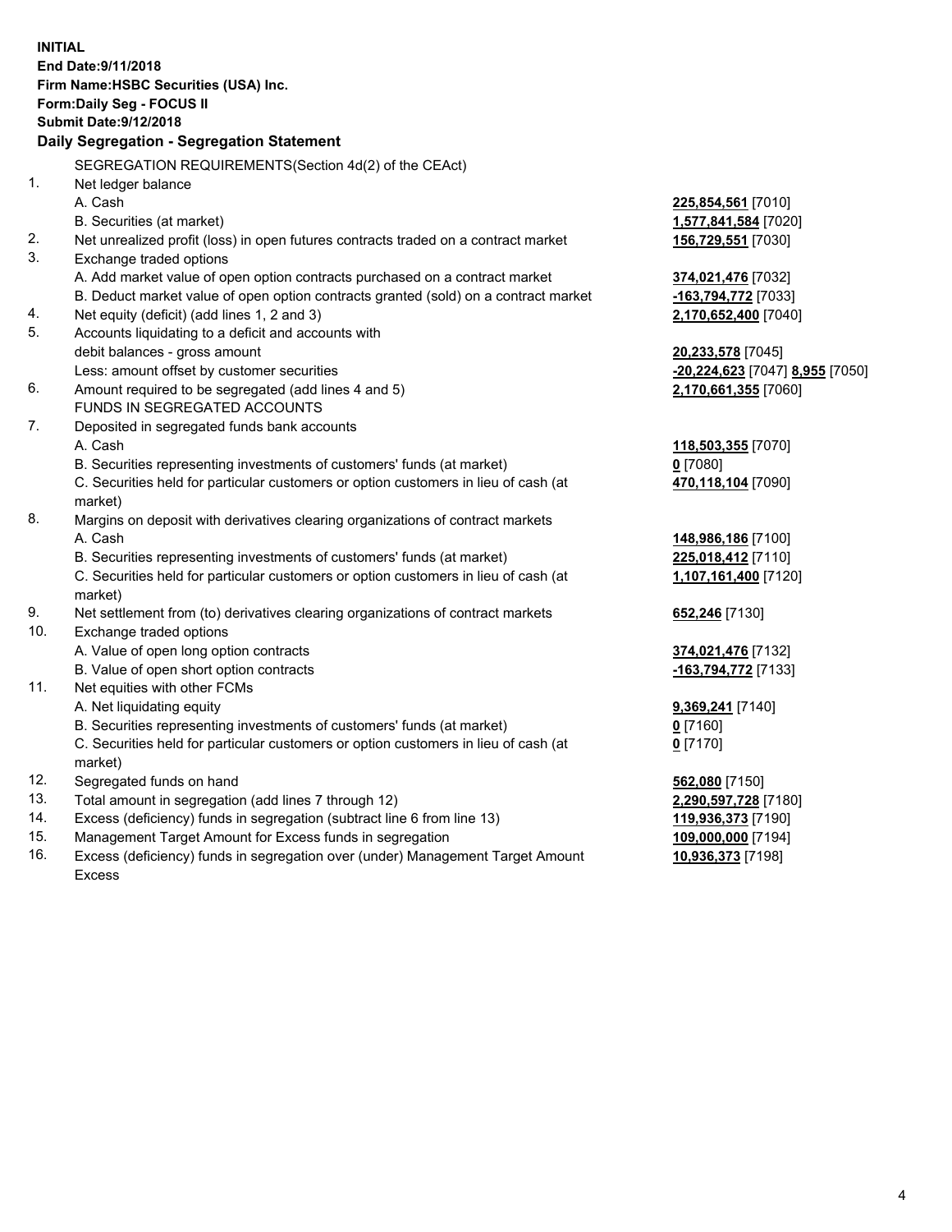**INITIAL**
**End Date:9/11/2018**
**Firm Name:HSBC Securities (USA) Inc.**
**Form:Daily Seg - FOCUS II**
**Submit Date:9/12/2018**

**Daily Segregation - Segregation Statement**

| | | |
|---|---|---|
| | SEGREGATION REQUIREMENTS(Section 4d(2) of the CEAct) | |
| 1. | Net ledger balance | |
| | A. Cash | **225,854,561** [7010] |
| | B. Securities (at market) | **1,577,841,584** [7020] |
| 2. | Net unrealized profit (loss) in open futures contracts traded on a contract market | **156,729,551** [7030] |
| 3. | Exchange traded options | |
| | A. Add market value of open option contracts purchased on a contract market | **374,021,476** [7032] |
| | B. Deduct market value of open option contracts granted (sold) on a contract market | **-163,794,772** [7033] |
| 4. | Net equity (deficit) (add lines 1, 2 and 3) | **2,170,652,400** [7040] |
| 5. | Accounts liquidating to a deficit and accounts with debit balances - gross amount | **20,233,578** [7045] |
| | Less: amount offset by customer securities | **-20,224,623** [7047] **8,955** [7050] |
| 6. | Amount required to be segregated (add lines 4 and 5) | **2,170,661,355** [7060] |
| | FUNDS IN SEGREGATED ACCOUNTS | |
| 7. | Deposited in segregated funds bank accounts | |
| | A. Cash | **118,503,355** [7070] |
| | B. Securities representing investments of customers' funds (at market) | **0** [7080] |
| | C. Securities held for particular customers or option customers in lieu of cash (at market) | **470,118,104** [7090] |
| 8. | Margins on deposit with derivatives clearing organizations of contract markets | |
| | A. Cash | **148,986,186** [7100] |
| | B. Securities representing investments of customers' funds (at market) | **225,018,412** [7110] |
| | C. Securities held for particular customers or option customers in lieu of cash (at market) | **1,107,161,400** [7120] |
| 9. | Net settlement from (to) derivatives clearing organizations of contract markets | **652,246** [7130] |
| 10. | Exchange traded options | |
| | A. Value of open long option contracts | **374,021,476** [7132] |
| | B. Value of open short option contracts | **-163,794,772** [7133] |
| 11. | Net equities with other FCMs | |
| | A. Net liquidating equity | **9,369,241** [7140] |
| | B. Securities representing investments of customers' funds (at market) | **0** [7160] |
| | C. Securities held for particular customers or option customers in lieu of cash (at market) | **0** [7170] |
| 12. | Segregated funds on hand | **562,080** [7150] |
| 13. | Total amount in segregation (add lines 7 through 12) | **2,290,597,728** [7180] |
| 14. | Excess (deficiency) funds in segregation (subtract line 6 from line 13) | **119,936,373** [7190] |
| 15. | Management Target Amount for Excess funds in segregation | **109,000,000** [7194] |
| 16. | Excess (deficiency) funds in segregation over (under) Management Target Amount Excess | **10,936,373** [7198] |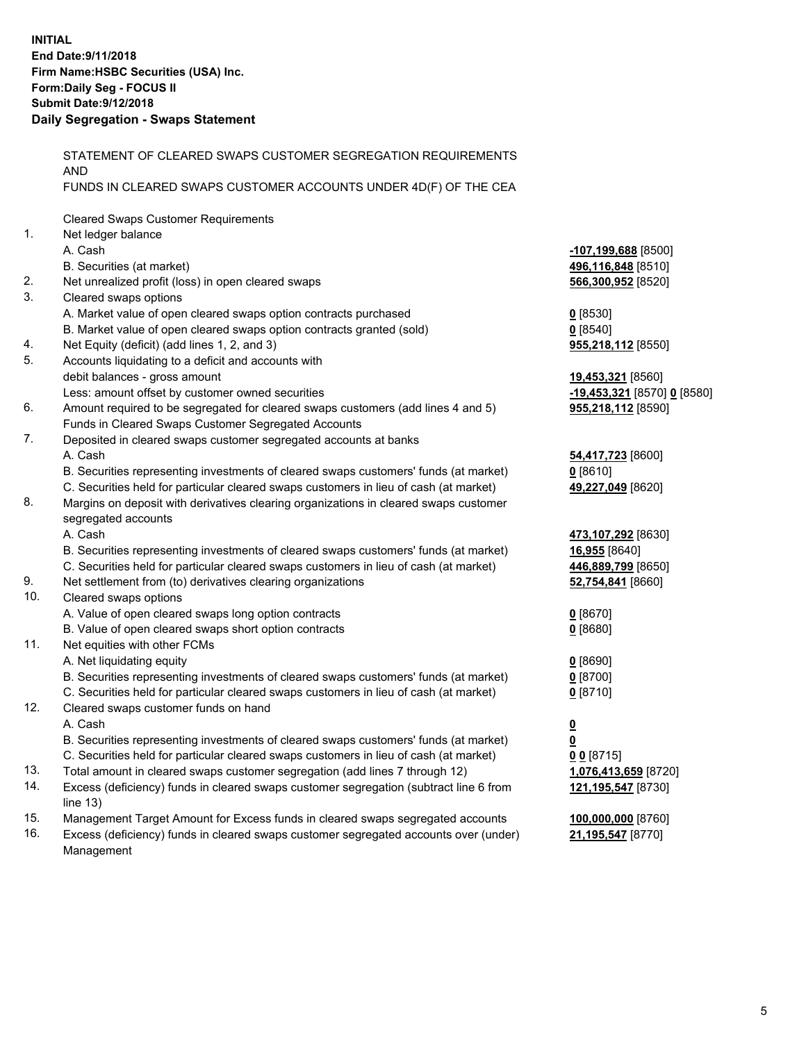**INITIAL**
**End Date:9/11/2018**
**Firm Name:HSBC Securities (USA) Inc.**
**Form:Daily Seg - FOCUS II**
**Submit Date:9/12/2018**
**Daily Segregation - Swaps Statement**

STATEMENT OF CLEARED SWAPS CUSTOMER SEGREGATION REQUIREMENTS AND FUNDS IN CLEARED SWAPS CUSTOMER ACCOUNTS UNDER 4D(F) OF THE CEA

| | | |
|---|---|---|
| | Cleared Swaps Customer Requirements | |
| 1. | Net ledger balance | |
| | A. Cash | -107,199,688 [8500] |
| | B. Securities (at market) | 496,116,848 [8510] |
| 2. | Net unrealized profit (loss) in open cleared swaps | 566,300,952 [8520] |
| 3. | Cleared swaps options | |
| | A. Market value of open cleared swaps option contracts purchased | 0 [8530] |
| | B. Market value of open cleared swaps option contracts granted (sold) | 0 [8540] |
| 4. | Net Equity (deficit) (add lines 1, 2, and 3) | 955,218,112 [8550] |
| 5. | Accounts liquidating to a deficit and accounts with debit balances - gross amount | 19,453,321 [8560] |
| | Less: amount offset by customer owned securities | -19,453,321 [8570] 0 [8580] |
| 6. | Amount required to be segregated for cleared swaps customers (add lines 4 and 5) | 955,218,112 [8590] |
| | Funds in Cleared Swaps Customer Segregated Accounts | |
| 7. | Deposited in cleared swaps customer segregated accounts at banks | |
| | A. Cash | 54,417,723 [8600] |
| | B. Securities representing investments of cleared swaps customers' funds (at market) | 0 [8610] |
| | C. Securities held for particular cleared swaps customers in lieu of cash (at market) | 49,227,049 [8620] |
| 8. | Margins on deposit with derivatives clearing organizations in cleared swaps customer segregated accounts | |
| | A. Cash | 473,107,292 [8630] |
| | B. Securities representing investments of cleared swaps customers' funds (at market) | 16,955 [8640] |
| | C. Securities held for particular cleared swaps customers in lieu of cash (at market) | 446,889,799 [8650] |
| 9. | Net settlement from (to) derivatives clearing organizations | 52,754,841 [8660] |
| 10. | Cleared swaps options | |
| | A. Value of open cleared swaps long option contracts | 0 [8670] |
| | B. Value of open cleared swaps short option contracts | 0 [8680] |
| 11. | Net equities with other FCMs | |
| | A. Net liquidating equity | 0 [8690] |
| | B. Securities representing investments of cleared swaps customers' funds (at market) | 0 [8700] |
| | C. Securities held for particular cleared swaps customers in lieu of cash (at market) | 0 [8710] |
| 12. | Cleared swaps customer funds on hand | |
| | A. Cash | 0 |
| | B. Securities representing investments of cleared swaps customers' funds (at market) | 0 |
| | C. Securities held for particular cleared swaps customers in lieu of cash (at market) | 0 0 [8715] |
| 13. | Total amount in cleared swaps customer segregation (add lines 7 through 12) | 1,076,413,659 [8720] |
| 14. | Excess (deficiency) funds in cleared swaps customer segregation (subtract line 6 from line 13) | 121,195,547 [8730] |
| 15. | Management Target Amount for Excess funds in cleared swaps segregated accounts | 100,000,000 [8760] |
| 16. | Excess (deficiency) funds in cleared swaps customer segregated accounts over (under) Management | 21,195,547 [8770] |